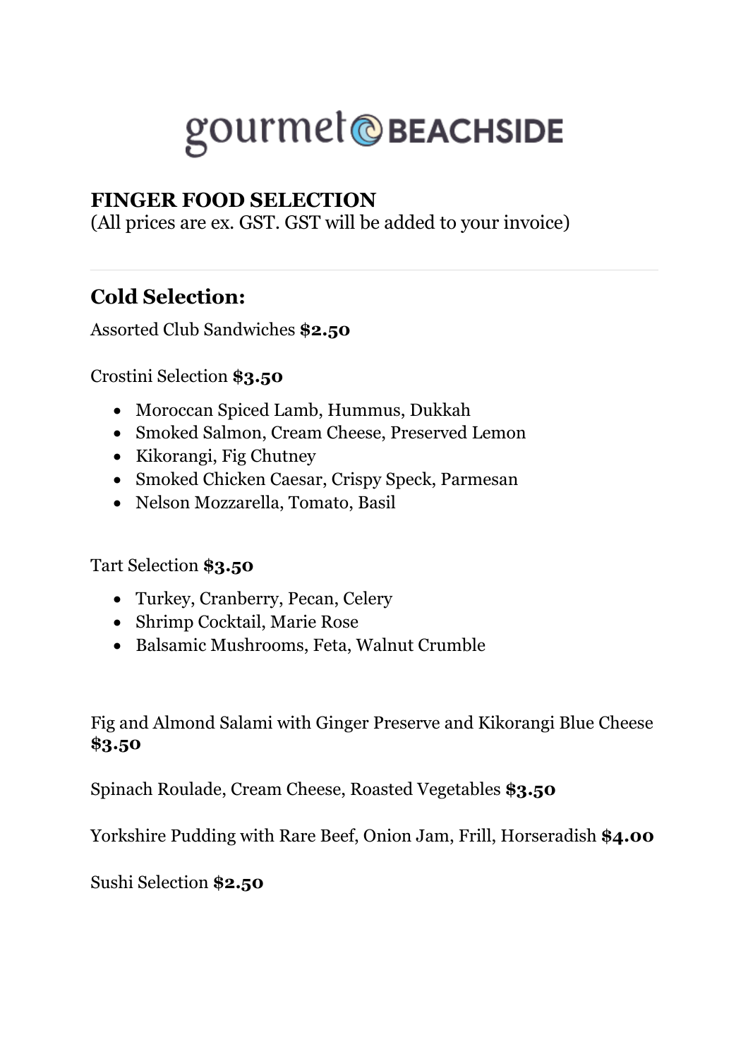# gourmet BEACHSIDE

## FINGER FOOD SELECTION

(All prices are ex. GST. GST will be added to your invoice)

---

### Cold Selection:

Assorted Club Sandwiches **$2.50**

Crostini Selection **$3.50**

- Moroccan Spiced Lamb, Hummus, Dukkah
- Smoked Salmon, Cream Cheese, Preserved Lemon
- Kikorangi, Fig Chutney
- Smoked Chicken Caesar, Crispy Speck, Parmesan
- Nelson Mozzarella, Tomato, Basil

Tart Selection **$3.50**

- Turkey, Cranberry, Pecan, Celery
- Shrimp Cocktail, Marie Rose
- Balsamic Mushrooms, Feta, Walnut Crumble

Fig and Almond Salami with Ginger Preserve and Kikorangi Blue Cheese **$3.50**

Spinach Roulade, Cream Cheese, Roasted Vegetables **$3.50**

Yorkshire Pudding with Rare Beef, Onion Jam, Frill, Horseradish **$4.00**

Sushi Selection **$2.50**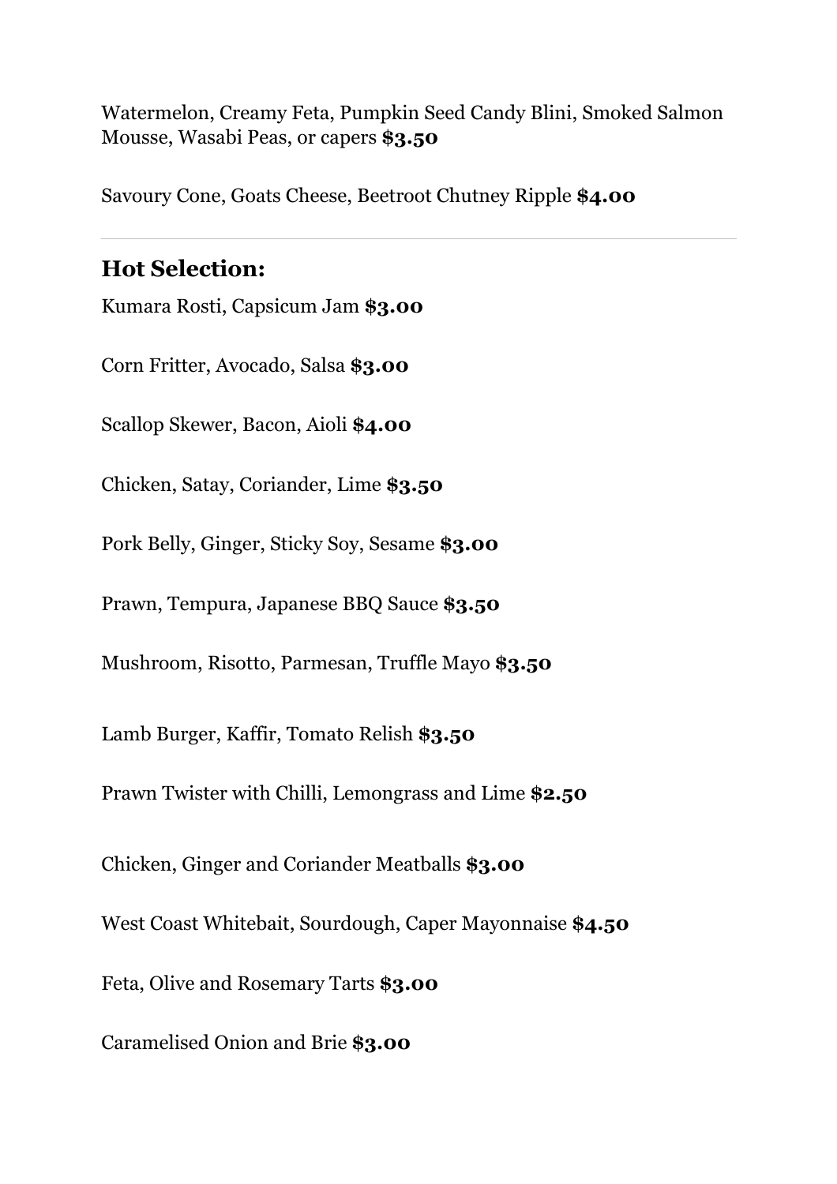Watermelon, Creamy Feta, Pumpkin Seed Candy Blini, Smoked Salmon Mousse, Wasabi Peas, or capers **$3.50**

Savoury Cone, Goats Cheese, Beetroot Chutney Ripple **$4.00**

---

## Hot Selection:

Kumara Rosti, Capsicum Jam **$3.00**

Corn Fritter, Avocado, Salsa **$3.00**

Scallop Skewer, Bacon, Aioli **$4.00**

Chicken, Satay, Coriander, Lime **$3.50**

Pork Belly, Ginger, Sticky Soy, Sesame **$3.00**

Prawn, Tempura, Japanese BBQ Sauce **$3.50**

Mushroom, Risotto, Parmesan, Truffle Mayo **$3.50**

Lamb Burger, Kaffir, Tomato Relish **$3.50**

Prawn Twister with Chilli, Lemongrass and Lime **$2.50**

Chicken, Ginger and Coriander Meatballs **$3.00**

West Coast Whitebait, Sourdough, Caper Mayonnaise **$4.50**

Feta, Olive and Rosemary Tarts **$3.00**

Caramelised Onion and Brie **$3.00**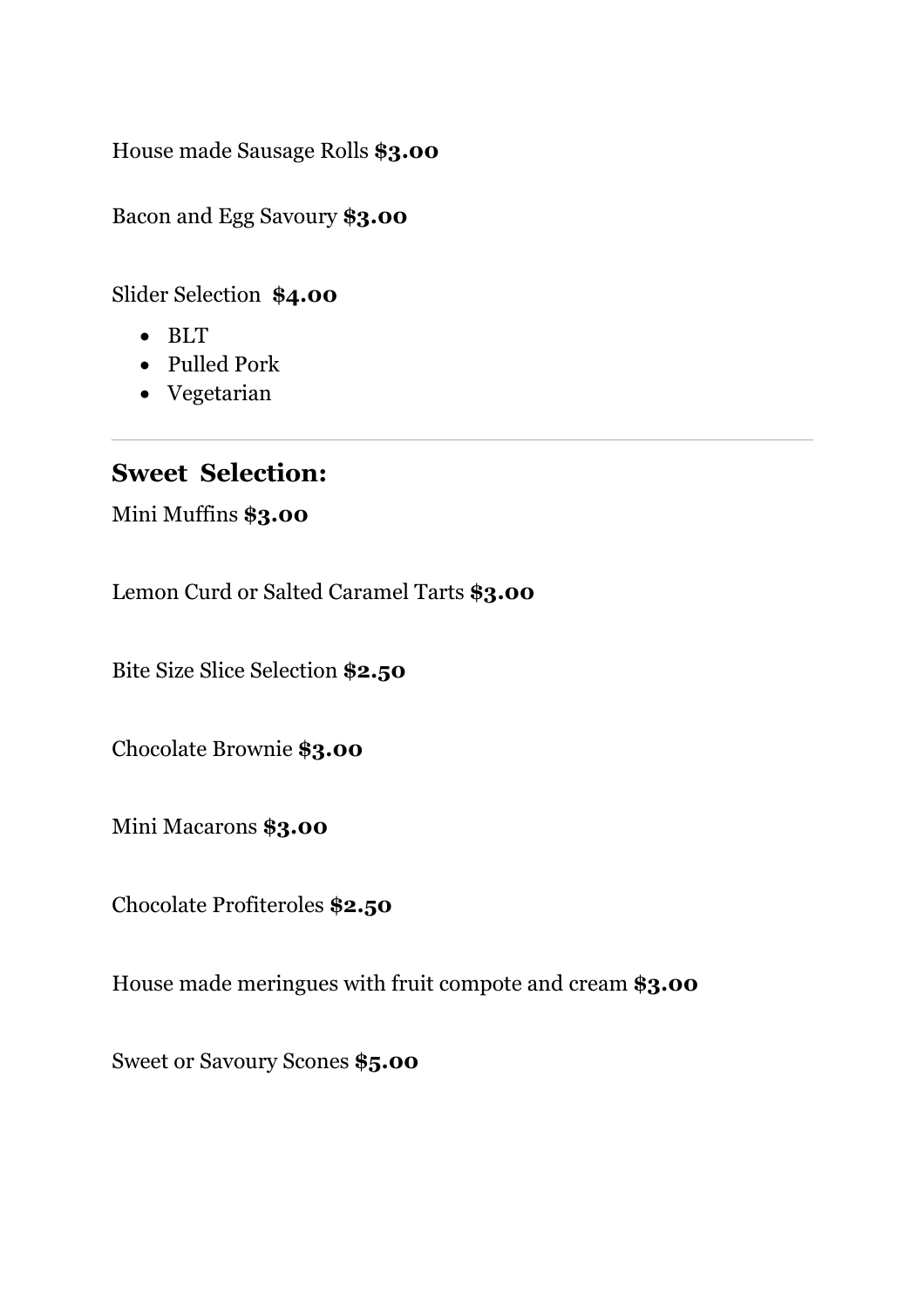House made Sausage Rolls **$3.00**

Bacon and Egg Savoury **$3.00**

Slider Selection **$4.00**

- BLT
- Pulled Pork
- Vegetarian

---

## Sweet Selection:

Mini Muffins **$3.00**

Lemon Curd or Salted Caramel Tarts **$3.00**

Bite Size Slice Selection **$2.50**

Chocolate Brownie **$3.00**

Mini Macarons **$3.00**

Chocolate Profiteroles **$2.50**

House made meringues with fruit compote and cream **$3.00**

Sweet or Savoury Scones **$5.00**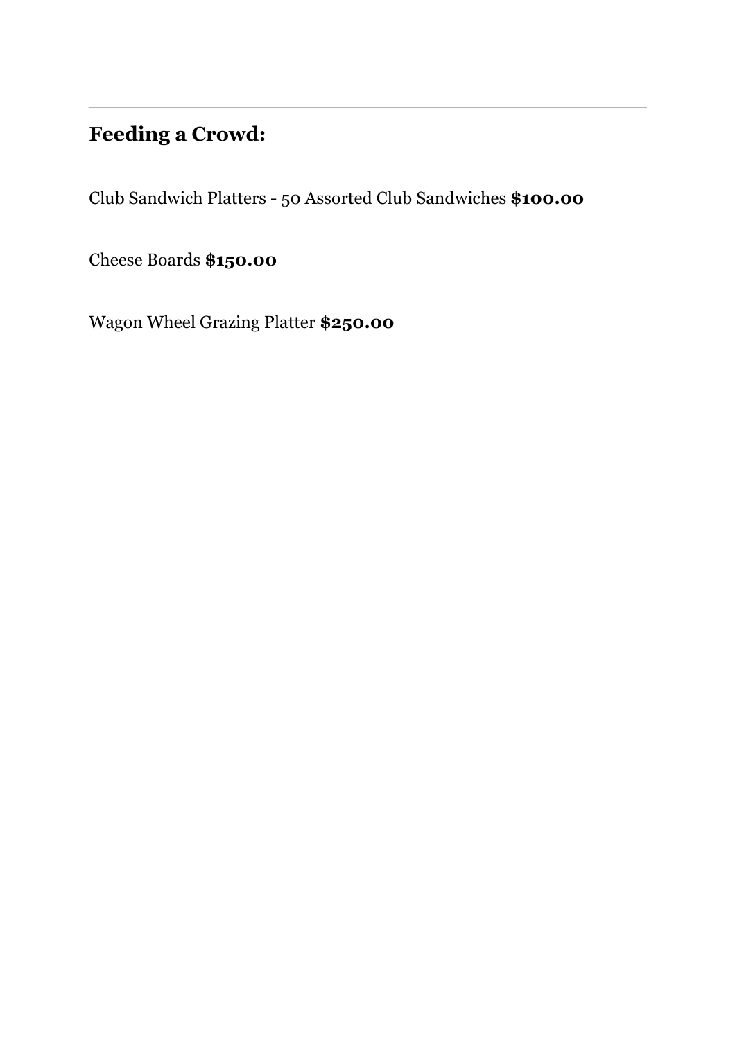---

## Feeding a Crowd:

Club Sandwich Platters - 50 Assorted Club Sandwiches **$100.00**

Cheese Boards **$150.00**

Wagon Wheel Grazing Platter **$250.00**